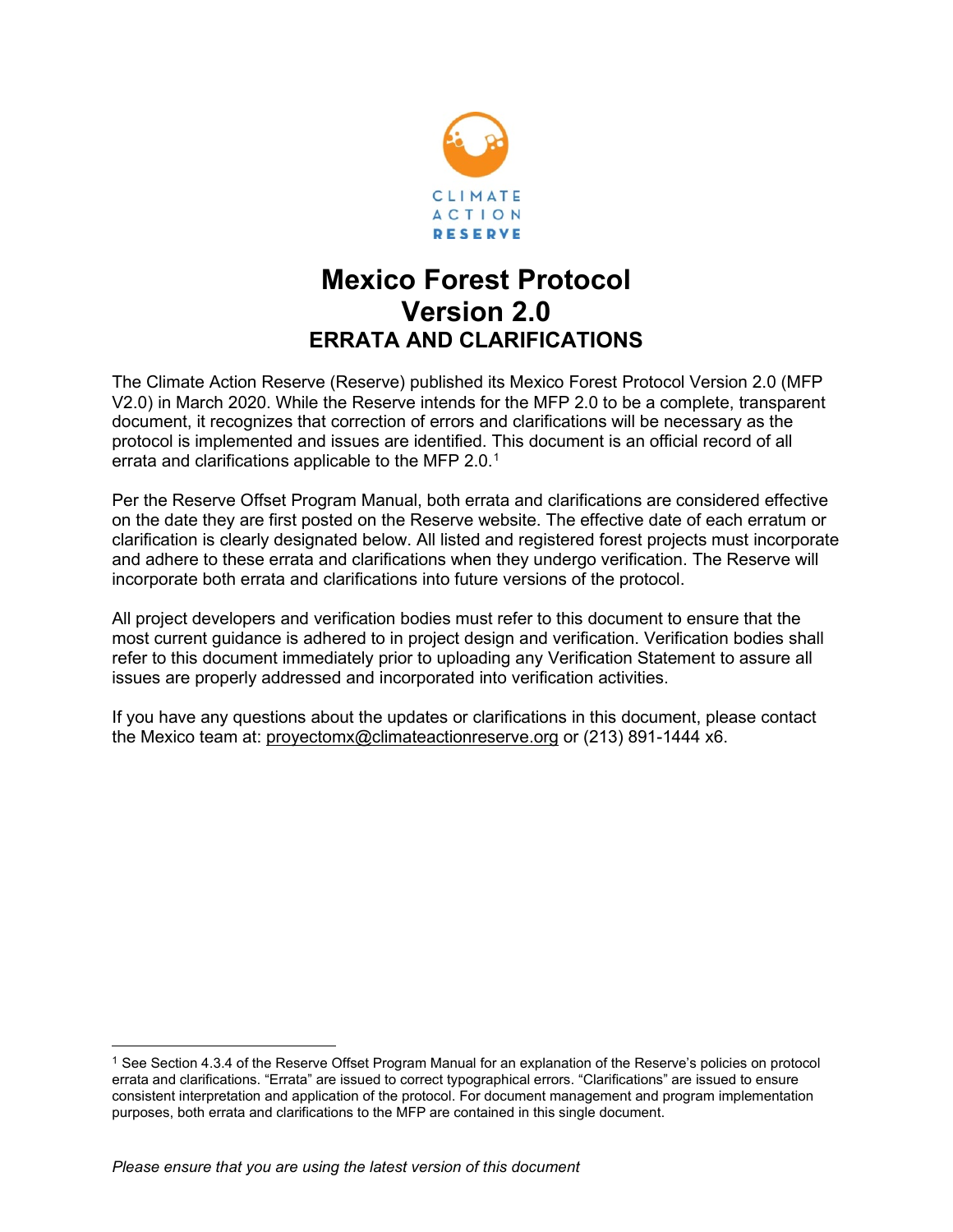# Mexico Forest Protocol Version 2.0

## ERRATA AND CLARIFICATIONS

The Climate Action Reserve (Reserve) published its Mexico Forest Protocol Version 2.0 (MFP V2.0) in March 2020. While the Reserve intends for the MFP 2.0 to be a complete, transparent document, it recognizes that correction of errors and clarifications will be necessary as the protocol is implemented and issues are identified. This document is an official record of all errata and clarifications applicable to the MFP 2.0.[1]

Per the Reserve Offset Program Manual, both errata and clarifications are considered effective on the date they are first posted on the Reserve website. The effective date of each erratum or clarification is clearly designated below. All listed and registered forest projects must incorporate and adhere to these errata and clarifications when they undergo verification. The Reserve will incorporate both errata and clarifications into future versions of the protocol.

All project developers and verification bodies must refer to this document to ensure that the most current guidance is adhered to in project design and verification. Verification bodies shall refer to this document immediately prior to uploading any Verification Statement to assure all issues are properly addressed and incorporated into verification activities.

If you have any questions about the updates or clarifications in this document, please contact the Mexico team at: proyectomx@climateactionreserve.org or (213) 891-1444 x6.

[1] See Section 4.3.4 of the Reserve Offset Program Manual for an explanation of the Reserve's policies on protocol errata and clarifications. "Errata" are issued to correct typographical errors. "Clarifications" are issued to ensure consistent interpretation and application of the protocol. For document management and program implementation purposes, both errata and clarifications to the MFP are contained in this single document.

*Please ensure that you are using the latest version of this document*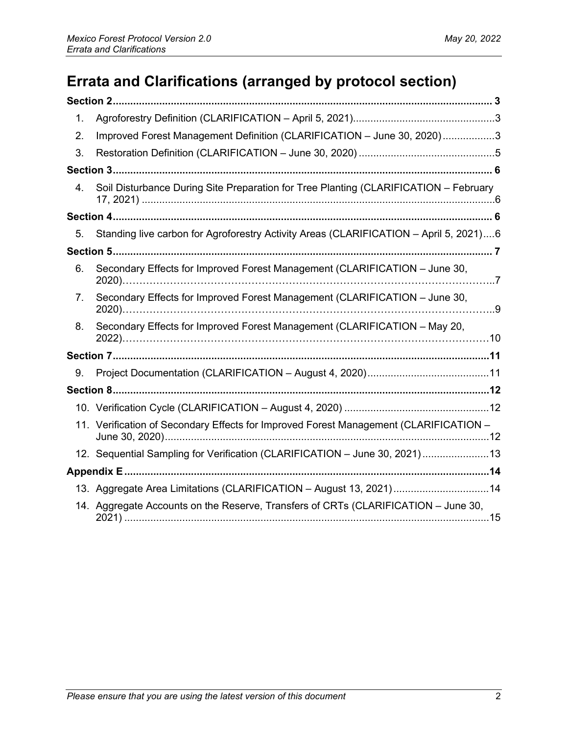# Errata and Clarifications (arranged by protocol section)

**Section 2** ..... 3

1. Agroforestry Definition (CLARIFICATION – April 5, 2021) ..... 3
2. Improved Forest Management Definition (CLARIFICATION – June 30, 2020) ..... 3
3. Restoration Definition (CLARIFICATION – June 30, 2020) ..... 5

**Section 3** ..... 6

4. Soil Disturbance During Site Preparation for Tree Planting (CLARIFICATION – February 17, 2021) ..... 6

**Section 4** ..... 6

5. Standing live carbon for Agroforestry Activity Areas (CLARIFICATION – April 5, 2021) ..... 6

**Section 5** ..... 7

6. Secondary Effects for Improved Forest Management (CLARIFICATION – June 30, 2020) ..... 7
7. Secondary Effects for Improved Forest Management (CLARIFICATION – June 30, 2020) ..... 9
8. Secondary Effects for Improved Forest Management (CLARIFICATION – May 20, 2022) ..... 10

**Section 7** ..... 11

9. Project Documentation (CLARIFICATION – August 4, 2020) ..... 11

**Section 8** ..... 12

10. Verification Cycle (CLARIFICATION – August 4, 2020) ..... 12
11. Verification of Secondary Effects for Improved Forest Management (CLARIFICATION – June 30, 2020) ..... 12
12. Sequential Sampling for Verification (CLARIFICATION – June 30, 2021) ..... 13

**Appendix E** ..... 14

13. Aggregate Area Limitations (CLARIFICATION – August 13, 2021) ..... 14
14. Aggregate Accounts on the Reserve, Transfers of CRTs (CLARIFICATION – June 30, 2021) ..... 15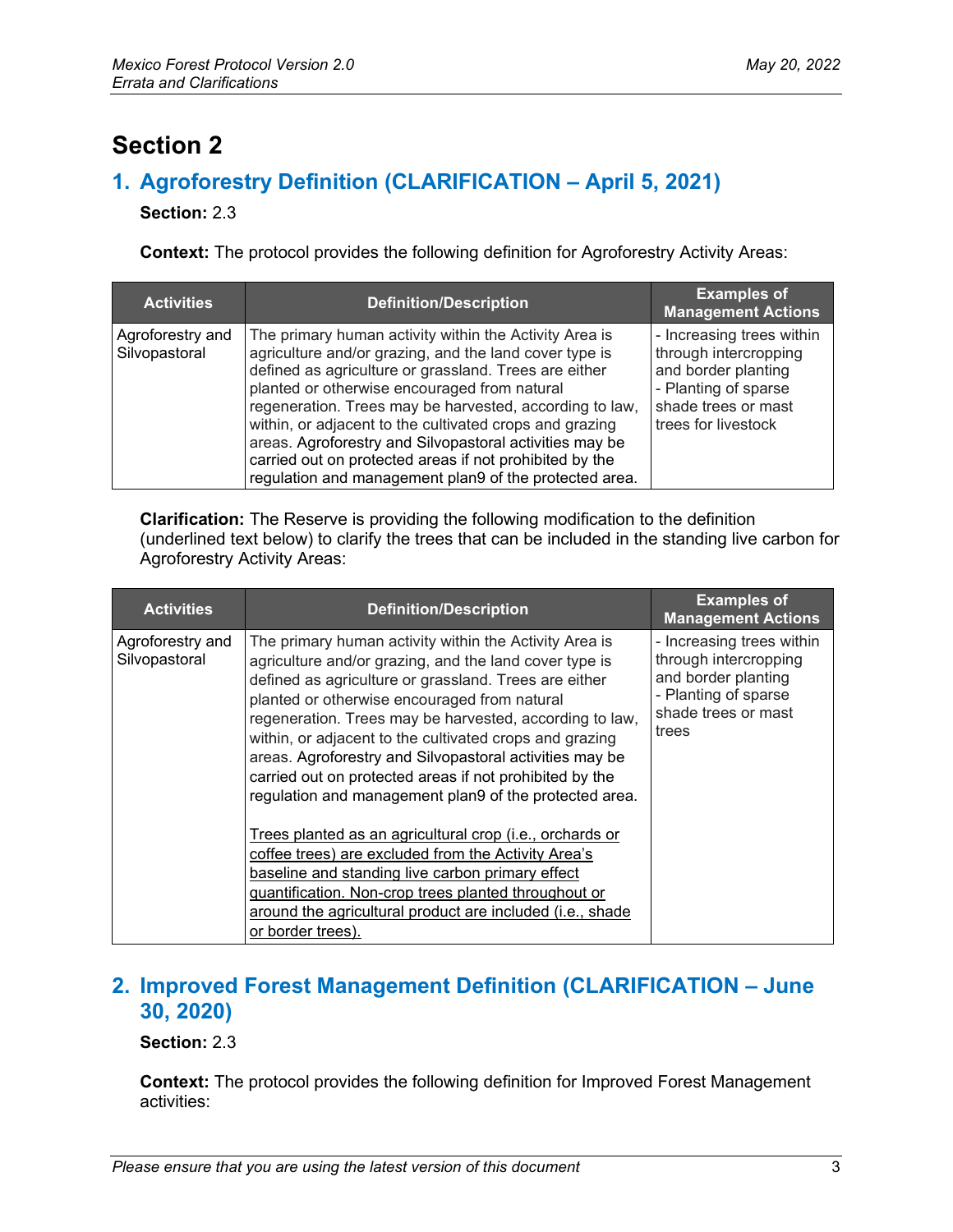# Section 2

## 1. Agroforestry Definition (CLARIFICATION – April 5, 2021)

**Section:** 2.3

**Context:** The protocol provides the following definition for Agroforestry Activity Areas:

| Activities | Definition/Description | Examples of Management Actions |
|---|---|---|
| Agroforestry and Silvopastoral | The primary human activity within the Activity Area is agriculture and/or grazing, and the land cover type is defined as agriculture or grassland. Trees are either planted or otherwise encouraged from natural regeneration. Trees may be harvested, according to law, within, or adjacent to the cultivated crops and grazing areas. Agroforestry and Silvopastoral activities may be carried out on protected areas if not prohibited by the regulation and management plan9 of the protected area. | - Increasing trees within through intercropping and border planting<br>- Planting of sparse shade trees or mast trees for livestock |

**Clarification:** The Reserve is providing the following modification to the definition (underlined text below) to clarify the trees that can be included in the standing live carbon for Agroforestry Activity Areas:

| Activities | Definition/Description | Examples of Management Actions |
|---|---|---|
| Agroforestry and Silvopastoral | The primary human activity within the Activity Area is agriculture and/or grazing, and the land cover type is defined as agriculture or grassland. Trees are either planted or otherwise encouraged from natural regeneration. Trees may be harvested, according to law, within, or adjacent to the cultivated crops and grazing areas. Agroforestry and Silvopastoral activities may be carried out on protected areas if not prohibited by the regulation and management plan9 of the protected area.<br><br><u>Trees planted as an agricultural crop (i.e., orchards or coffee trees) are excluded from the Activity Area's baseline and standing live carbon primary effect quantification. Non-crop trees planted throughout or around the agricultural product are included (i.e., shade or border trees).</u> | - Increasing trees within through intercropping and border planting<br>- Planting of sparse shade trees or mast trees |

## 2. Improved Forest Management Definition (CLARIFICATION – June 30, 2020)

**Section:** 2.3

**Context:** The protocol provides the following definition for Improved Forest Management activities: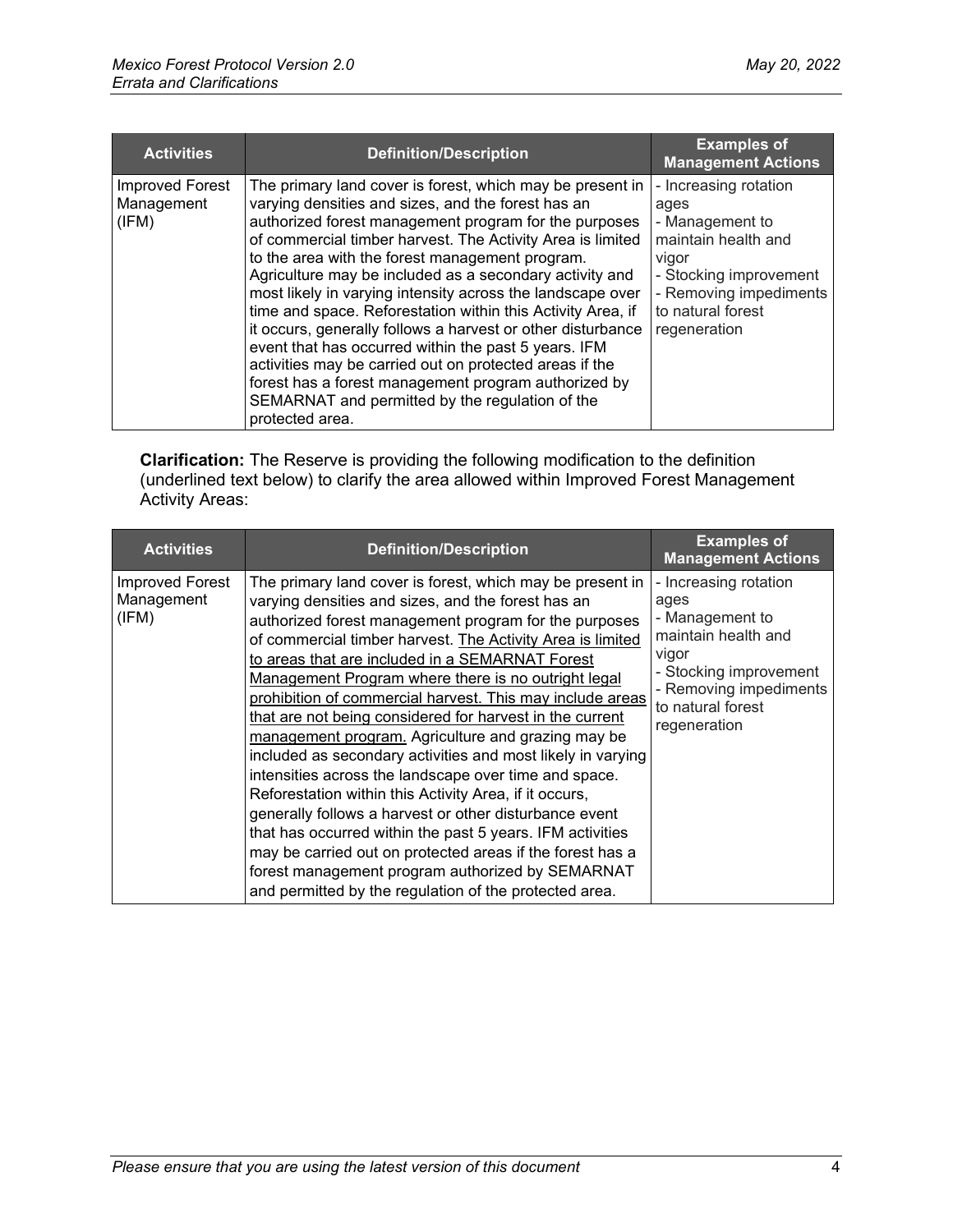| Activities | Definition/Description | Examples of Management Actions |
| --- | --- | --- |
| Improved Forest Management (IFM) | The primary land cover is forest, which may be present in varying densities and sizes, and the forest has an authorized forest management program for the purposes of commercial timber harvest. The Activity Area is limited to the area with the forest management program. Agriculture may be included as a secondary activity and most likely in varying intensity across the landscape over time and space. Reforestation within this Activity Area, if it occurs, generally follows a harvest or other disturbance event that has occurred within the past 5 years. IFM activities may be carried out on protected areas if the forest has a forest management program authorized by SEMARNAT and permitted by the regulation of the protected area. | - Increasing rotation ages<br>- Management to maintain health and vigor<br>- Stocking improvement<br>- Removing impediments to natural forest regeneration |

**Clarification:** The Reserve is providing the following modification to the definition (underlined text below) to clarify the area allowed within Improved Forest Management Activity Areas:

| Activities | Definition/Description | Examples of Management Actions |
| --- | --- | --- |
| Improved Forest Management (IFM) | The primary land cover is forest, which may be present in varying densities and sizes, and the forest has an authorized forest management program for the purposes of commercial timber harvest. <u>The Activity Area is limited to areas that are included in a SEMARNAT Forest Management Program where there is no outright legal prohibition of commercial harvest. This may include areas that are not being considered for harvest in the current management program.</u> Agriculture and grazing may be included as secondary activities and most likely in varying intensities across the landscape over time and space. Reforestation within this Activity Area, if it occurs, generally follows a harvest or other disturbance event that has occurred within the past 5 years. IFM activities may be carried out on protected areas if the forest has a forest management program authorized by SEMARNAT and permitted by the regulation of the protected area. | - Increasing rotation ages<br>- Management to maintain health and vigor<br>- Stocking improvement<br>- Removing impediments to natural forest regeneration |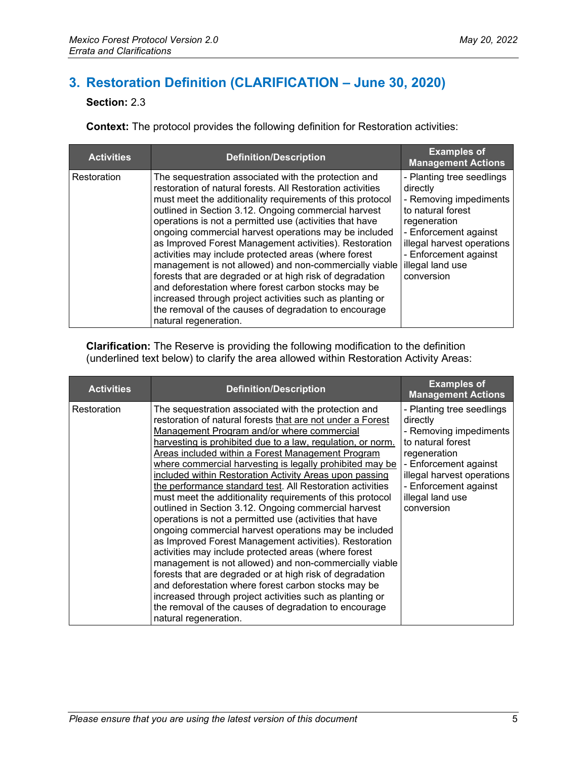## 3. Restoration Definition (CLARIFICATION – June 30, 2020)

**Section:** 2.3

**Context:** The protocol provides the following definition for Restoration activities:

| Activities | Definition/Description | Examples of Management Actions |
|---|---|---|
| Restoration | The sequestration associated with the protection and restoration of natural forests. All Restoration activities must meet the additionality requirements of this protocol outlined in Section 3.12. Ongoing commercial harvest operations is not a permitted use (activities that have ongoing commercial harvest operations may be included as Improved Forest Management activities). Restoration activities may include protected areas (where forest management is not allowed) and non-commercially viable forests that are degraded or at high risk of degradation and deforestation where forest carbon stocks may be increased through project activities such as planting or the removal of the causes of degradation to encourage natural regeneration. | - Planting tree seedlings directly<br>- Removing impediments to natural forest regeneration<br>- Enforcement against illegal harvest operations<br>- Enforcement against illegal land use conversion |

**Clarification:** The Reserve is providing the following modification to the definition (underlined text below) to clarify the area allowed within Restoration Activity Areas:

| Activities | Definition/Description | Examples of Management Actions |
|---|---|---|
| Restoration | The sequestration associated with the protection and restoration of natural forests <u>that are not under a Forest Management Program and/or where commercial harvesting is prohibited due to a law, regulation, or norm. Areas included within a Forest Management Program where commercial harvesting is legally prohibited may be included within Restoration Activity Areas upon passing the performance standard test</u>. All Restoration activities must meet the additionality requirements of this protocol outlined in Section 3.12. Ongoing commercial harvest operations is not a permitted use (activities that have ongoing commercial harvest operations may be included as Improved Forest Management activities). Restoration activities may include protected areas (where forest management is not allowed) and non-commercially viable forests that are degraded or at high risk of degradation and deforestation where forest carbon stocks may be increased through project activities such as planting or the removal of the causes of degradation to encourage natural regeneration. | - Planting tree seedlings directly<br>- Removing impediments to natural forest regeneration<br>- Enforcement against illegal harvest operations<br>- Enforcement against illegal land use conversion |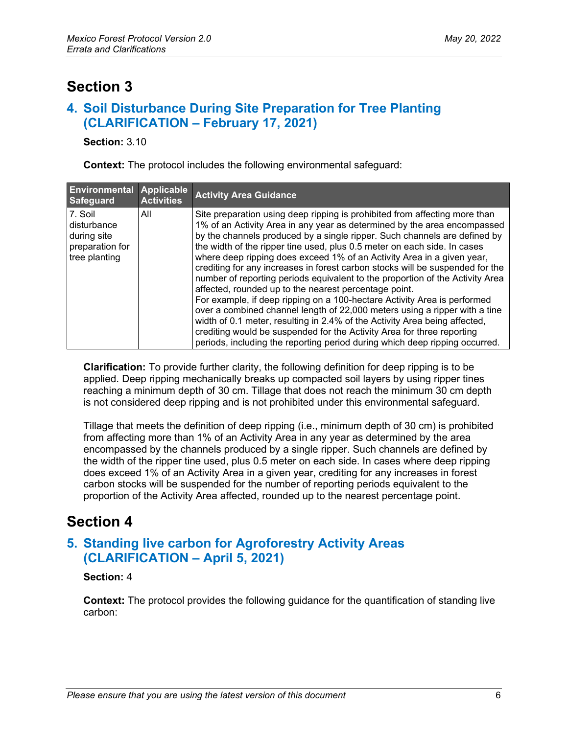# Section 3

## 4. Soil Disturbance During Site Preparation for Tree Planting (CLARIFICATION – February 17, 2021)

**Section:** 3.10

**Context:** The protocol includes the following environmental safeguard:

| Environmental Safeguard | Applicable Activities | Activity Area Guidance |
| --- | --- | --- |
| 7. Soil disturbance during site preparation for tree planting | All | Site preparation using deep ripping is prohibited from affecting more than 1% of an Activity Area in any year as determined by the area encompassed by the channels produced by a single ripper. Such channels are defined by the width of the ripper tine used, plus 0.5 meter on each side. In cases where deep ripping does exceed 1% of an Activity Area in a given year, crediting for any increases in forest carbon stocks will be suspended for the number of reporting periods equivalent to the proportion of the Activity Area affected, rounded up to the nearest percentage point.<br>For example, if deep ripping on a 100-hectare Activity Area is performed over a combined channel length of 22,000 meters using a ripper with a tine width of 0.1 meter, resulting in 2.4% of the Activity Area being affected, crediting would be suspended for the Activity Area for three reporting periods, including the reporting period during which deep ripping occurred. |

**Clarification:** To provide further clarity, the following definition for deep ripping is to be applied. Deep ripping mechanically breaks up compacted soil layers by using ripper tines reaching a minimum depth of 30 cm. Tillage that does not reach the minimum 30 cm depth is not considered deep ripping and is not prohibited under this environmental safeguard.

Tillage that meets the definition of deep ripping (i.e., minimum depth of 30 cm) is prohibited from affecting more than 1% of an Activity Area in any year as determined by the area encompassed by the channels produced by a single ripper. Such channels are defined by the width of the ripper tine used, plus 0.5 meter on each side. In cases where deep ripping does exceed 1% of an Activity Area in a given year, crediting for any increases in forest carbon stocks will be suspended for the number of reporting periods equivalent to the proportion of the Activity Area affected, rounded up to the nearest percentage point.

# Section 4

## 5. Standing live carbon for Agroforestry Activity Areas (CLARIFICATION – April 5, 2021)

**Section:** 4

**Context:** The protocol provides the following guidance for the quantification of standing live carbon: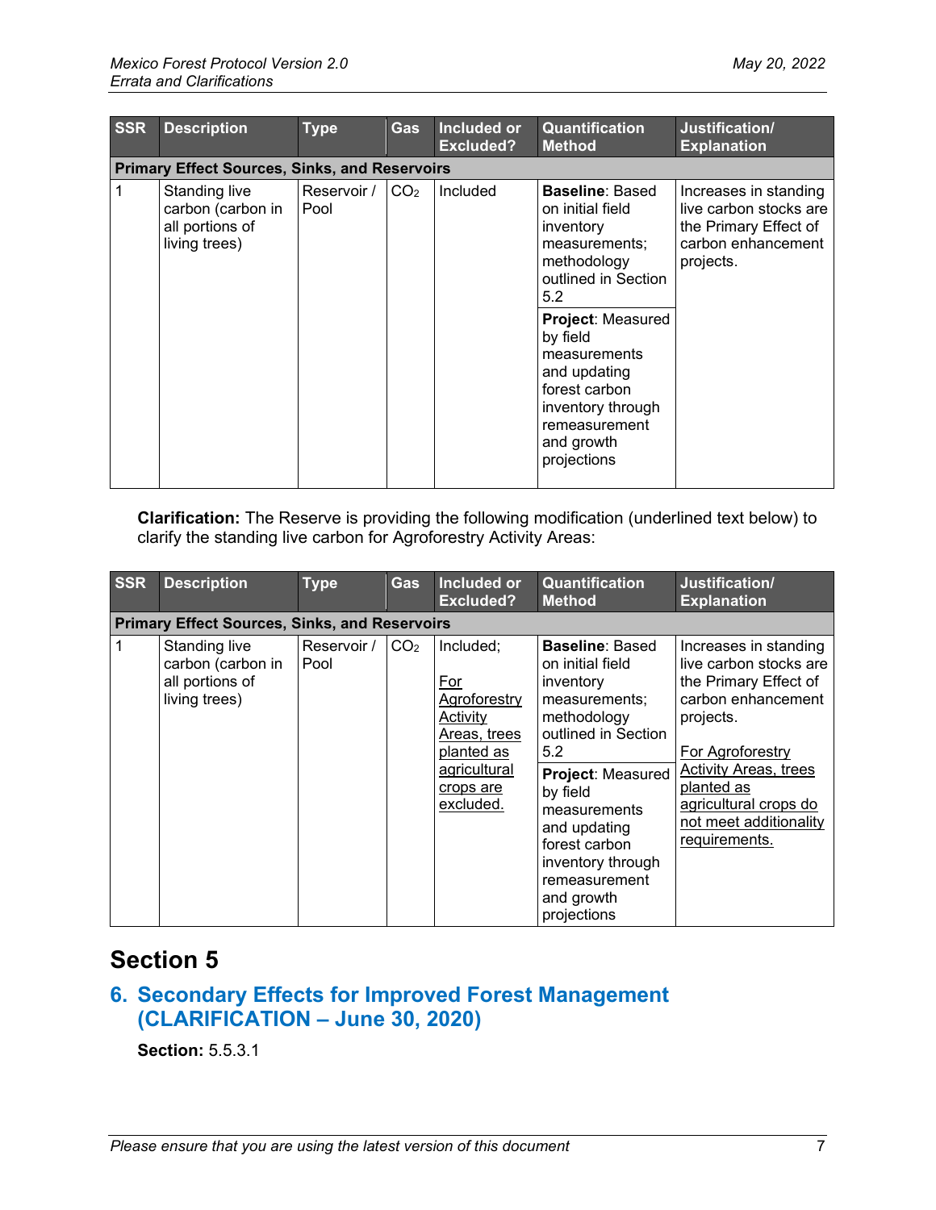| SSR | Description | Type | Gas | Included or Excluded? | Quantification Method | Justification/ Explanation |
|---|---|---|---|---|---|---|
| **Primary Effect Sources, Sinks, and Reservoirs** | | | | | | |
| 1 | Standing live carbon (carbon in all portions of living trees) | Reservoir / Pool | $CO_2$ | Included | **Baseline**: Based on initial field inventory measurements; methodology outlined in Section 5.2<br>**Project**: Measured by field measurements and updating forest carbon inventory through remeasurement and growth projections | Increases in standing live carbon stocks are the Primary Effect of carbon enhancement projects. |

**Clarification:** The Reserve is providing the following modification (underlined text below) to clarify the standing live carbon for Agroforestry Activity Areas:

| SSR | Description | Type | Gas | Included or Excluded? | Quantification Method | Justification/ Explanation |
|---|---|---|---|---|---|---|
| **Primary Effect Sources, Sinks, and Reservoirs** | | | | | | |
| 1 | Standing live carbon (carbon in all portions of living trees) | Reservoir / Pool | $CO_2$ | Included;<br><u>For Agroforestry Activity Areas, trees planted as agricultural crops are excluded.</u> | **Baseline**: Based on initial field inventory measurements; methodology outlined in Section 5.2<br>**Project**: Measured by field measurements and updating forest carbon inventory through remeasurement and growth projections | Increases in standing live carbon stocks are the Primary Effect of carbon enhancement projects.<br><u>For Agroforestry Activity Areas, trees planted as agricultural crops do not meet additionality requirements.</u> |

# Section 5

## 6. Secondary Effects for Improved Forest Management (CLARIFICATION – June 30, 2020)

**Section:** 5.5.3.1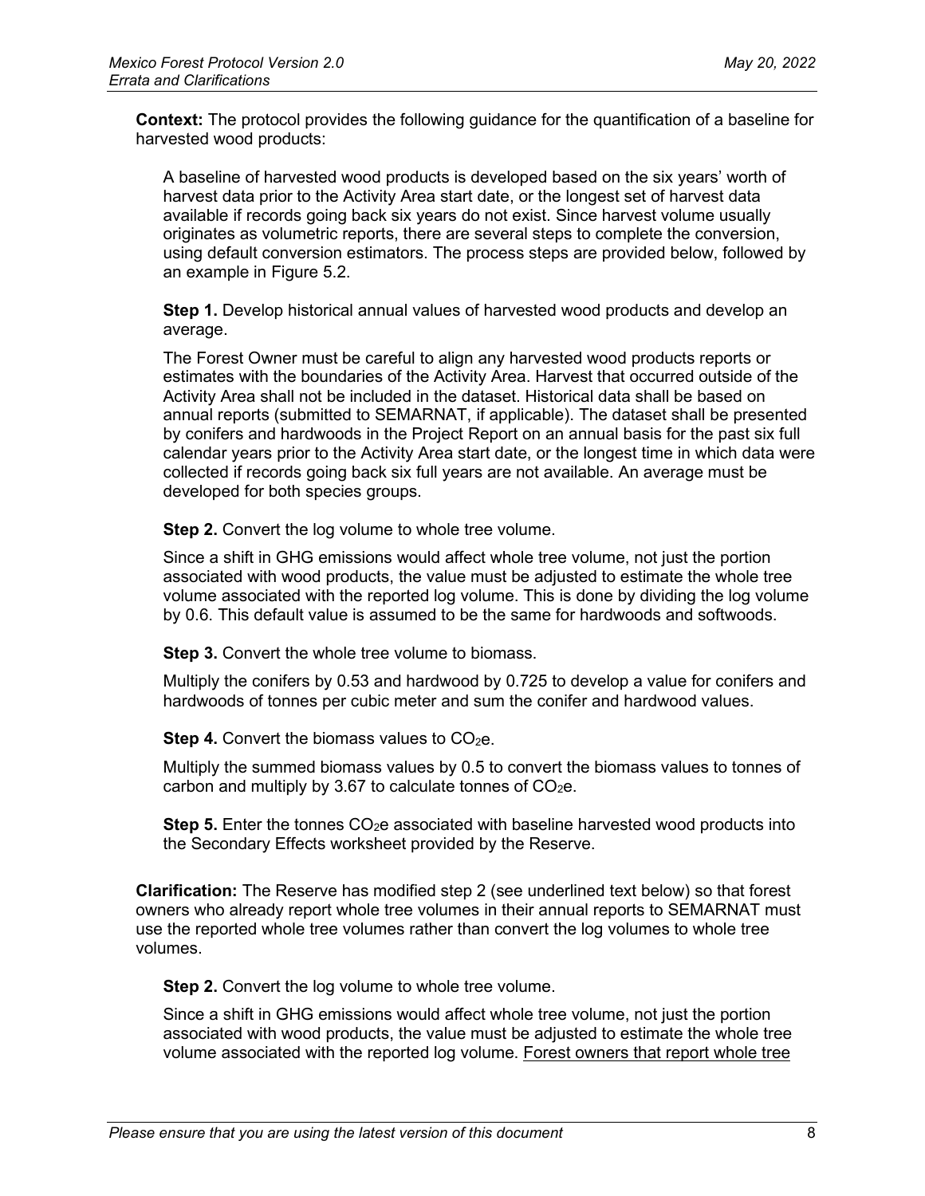**Context:** The protocol provides the following guidance for the quantification of a baseline for harvested wood products:

> A baseline of harvested wood products is developed based on the six years' worth of harvest data prior to the Activity Area start date, or the longest set of harvest data available if records going back six years do not exist. Since harvest volume usually originates as volumetric reports, there are several steps to complete the conversion, using default conversion estimators. The process steps are provided below, followed by an example in Figure 5.2.
>
> **Step 1.** Develop historical annual values of harvested wood products and develop an average.
>
> The Forest Owner must be careful to align any harvested wood products reports or estimates with the boundaries of the Activity Area. Harvest that occurred outside of the Activity Area shall not be included in the dataset. Historical data shall be based on annual reports (submitted to SEMARNAT, if applicable). The dataset shall be presented by conifers and hardwoods in the Project Report on an annual basis for the past six full calendar years prior to the Activity Area start date, or the longest time in which data were collected if records going back six full years are not available. An average must be developed for both species groups.
>
> **Step 2.** Convert the log volume to whole tree volume.
>
> Since a shift in GHG emissions would affect whole tree volume, not just the portion associated with wood products, the value must be adjusted to estimate the whole tree volume associated with the reported log volume. This is done by dividing the log volume by 0.6. This default value is assumed to be the same for hardwoods and softwoods.
>
> **Step 3.** Convert the whole tree volume to biomass.
>
> Multiply the conifers by 0.53 and hardwood by 0.725 to develop a value for conifers and hardwoods of tonnes per cubic meter and sum the conifer and hardwood values.
>
> **Step 4.** Convert the biomass values to $CO_2e$.
>
> Multiply the summed biomass values by 0.5 to convert the biomass values to tonnes of carbon and multiply by 3.67 to calculate tonnes of $CO_2e$.
>
> **Step 5.** Enter the tonnes $CO_2e$ associated with baseline harvested wood products into the Secondary Effects worksheet provided by the Reserve.

**Clarification:** The Reserve has modified step 2 (see underlined text below) so that forest owners who already report whole tree volumes in their annual reports to SEMARNAT must use the reported whole tree volumes rather than convert the log volumes to whole tree volumes.

> **Step 2.** Convert the log volume to whole tree volume.
>
> Since a shift in GHG emissions would affect whole tree volume, not just the portion associated with wood products, the value must be adjusted to estimate the whole tree volume associated with the reported log volume. <u>Forest owners that report whole tree</u>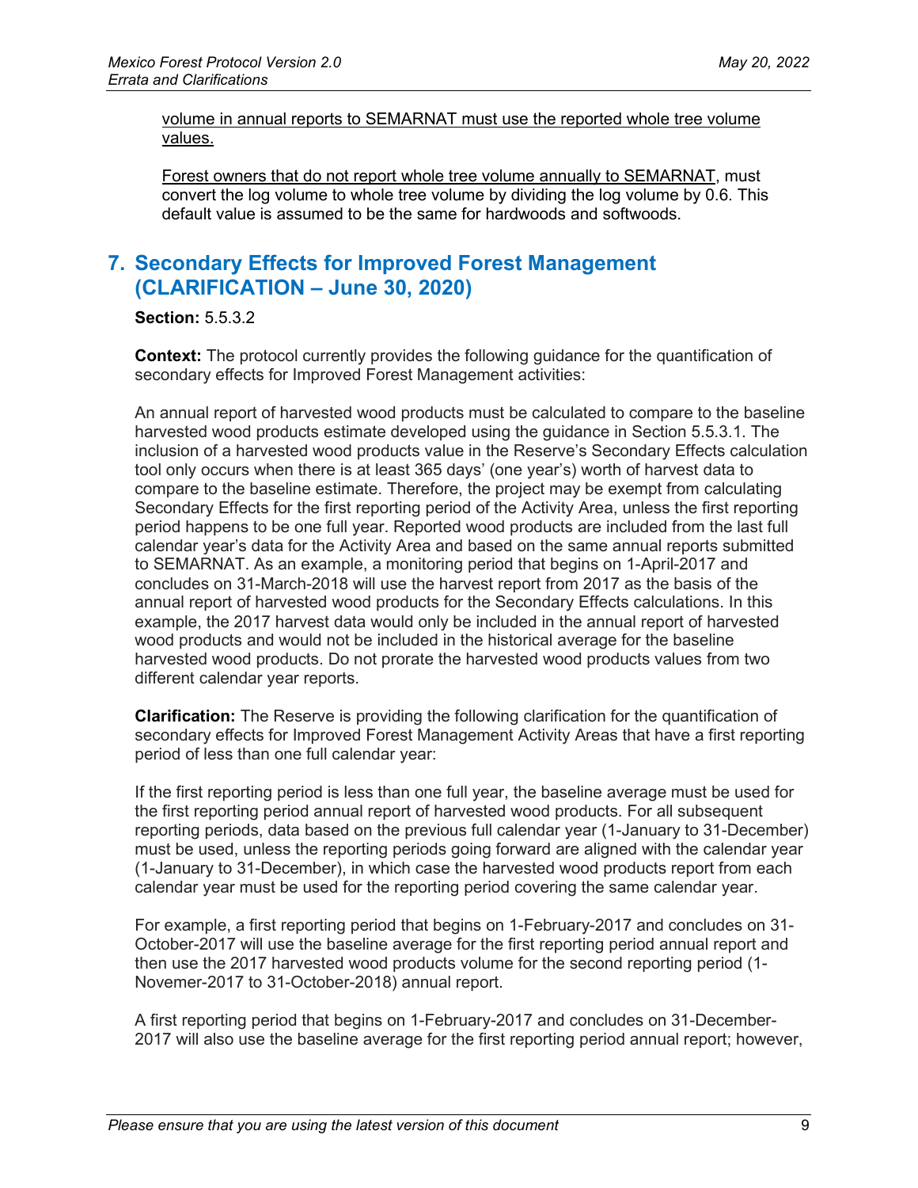volume in annual reports to SEMARNAT must use the reported whole tree volume values.

Forest owners that do not report whole tree volume annually to SEMARNAT, must convert the log volume to whole tree volume by dividing the log volume by 0.6. This default value is assumed to be the same for hardwoods and softwoods.

## 7. Secondary Effects for Improved Forest Management (CLARIFICATION – June 30, 2020)

**Section:** 5.5.3.2

**Context:** The protocol currently provides the following guidance for the quantification of secondary effects for Improved Forest Management activities:

An annual report of harvested wood products must be calculated to compare to the baseline harvested wood products estimate developed using the guidance in Section 5.5.3.1. The inclusion of a harvested wood products value in the Reserve's Secondary Effects calculation tool only occurs when there is at least 365 days' (one year's) worth of harvest data to compare to the baseline estimate. Therefore, the project may be exempt from calculating Secondary Effects for the first reporting period of the Activity Area, unless the first reporting period happens to be one full year. Reported wood products are included from the last full calendar year's data for the Activity Area and based on the same annual reports submitted to SEMARNAT. As an example, a monitoring period that begins on 1-April-2017 and concludes on 31-March-2018 will use the harvest report from 2017 as the basis of the annual report of harvested wood products for the Secondary Effects calculations. In this example, the 2017 harvest data would only be included in the annual report of harvested wood products and would not be included in the historical average for the baseline harvested wood products. Do not prorate the harvested wood products values from two different calendar year reports.

**Clarification:** The Reserve is providing the following clarification for the quantification of secondary effects for Improved Forest Management Activity Areas that have a first reporting period of less than one full calendar year:

If the first reporting period is less than one full year, the baseline average must be used for the first reporting period annual report of harvested wood products. For all subsequent reporting periods, data based on the previous full calendar year (1-January to 31-December) must be used, unless the reporting periods going forward are aligned with the calendar year (1-January to 31-December), in which case the harvested wood products report from each calendar year must be used for the reporting period covering the same calendar year.

For example, a first reporting period that begins on 1-February-2017 and concludes on 31-October-2017 will use the baseline average for the first reporting period annual report and then use the 2017 harvested wood products volume for the second reporting period (1-Novemer-2017 to 31-October-2018) annual report.

A first reporting period that begins on 1-February-2017 and concludes on 31-December-2017 will also use the baseline average for the first reporting period annual report; however,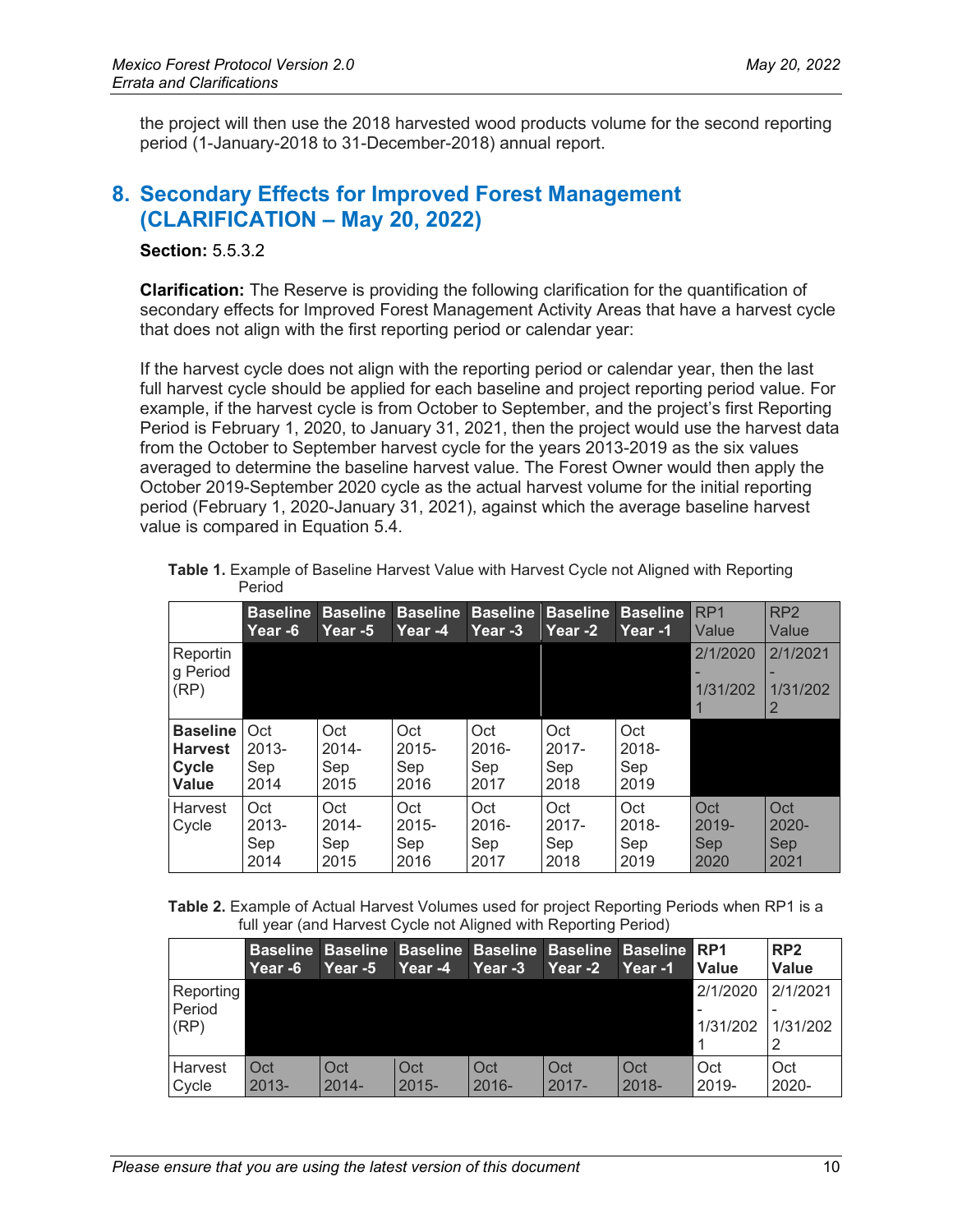the project will then use the 2018 harvested wood products volume for the second reporting period (1-January-2018 to 31-December-2018) annual report.

## 8. Secondary Effects for Improved Forest Management (CLARIFICATION – May 20, 2022)

**Section:** 5.5.3.2

**Clarification:** The Reserve is providing the following clarification for the quantification of secondary effects for Improved Forest Management Activity Areas that have a harvest cycle that does not align with the first reporting period or calendar year:

If the harvest cycle does not align with the reporting period or calendar year, then the last full harvest cycle should be applied for each baseline and project reporting period value. For example, if the harvest cycle is from October to September, and the project's first Reporting Period is February 1, 2020, to January 31, 2021, then the project would use the harvest data from the October to September harvest cycle for the years 2013-2019 as the six values averaged to determine the baseline harvest value. The Forest Owner would then apply the October 2019-September 2020 cycle as the actual harvest volume for the initial reporting period (February 1, 2020-January 31, 2021), against which the average baseline harvest value is compared in Equation 5.4.

**Table 1.** Example of Baseline Harvest Value with Harvest Cycle not Aligned with Reporting Period

| | Baseline Year -6 | Baseline Year -5 | Baseline Year -4 | Baseline Year -3 | Baseline Year -2 | Baseline Year -1 | RP1 Value | RP2 Value |
|---|---|---|---|---|---|---|---|---|
| Reporting Period (RP) | | | | | | | 2/1/2020 - 1/31/2021 | 2/1/2021 - 1/31/2022 |
| **Baseline Harvest Cycle Value** | Oct 2013-Sep 2014 | Oct 2014-Sep 2015 | Oct 2015-Sep 2016 | Oct 2016-Sep 2017 | Oct 2017-Sep 2018 | Oct 2018-Sep 2019 | | |
| Harvest Cycle | Oct 2013-Sep 2014 | Oct 2014-Sep 2015 | Oct 2015-Sep 2016 | Oct 2016-Sep 2017 | Oct 2017-Sep 2018 | Oct 2018-Sep 2019 | Oct 2019-Sep 2020 | Oct 2020-Sep 2021 |

**Table 2.** Example of Actual Harvest Volumes used for project Reporting Periods when RP1 is a full year (and Harvest Cycle not Aligned with Reporting Period)

| | Baseline Year -6 | Baseline Year -5 | Baseline Year -4 | Baseline Year -3 | Baseline Year -2 | Baseline Year -1 | RP1 Value | RP2 Value |
|---|---|---|---|---|---|---|---|---|
| Reporting Period (RP) | | | | | | | 2/1/2020 - 1/31/2021 | 2/1/2021 - 1/31/2022 |
| Harvest Cycle | Oct 2013- | Oct 2014- | Oct 2015- | Oct 2016- | Oct 2017- | Oct 2018- | Oct 2019- | Oct 2020- |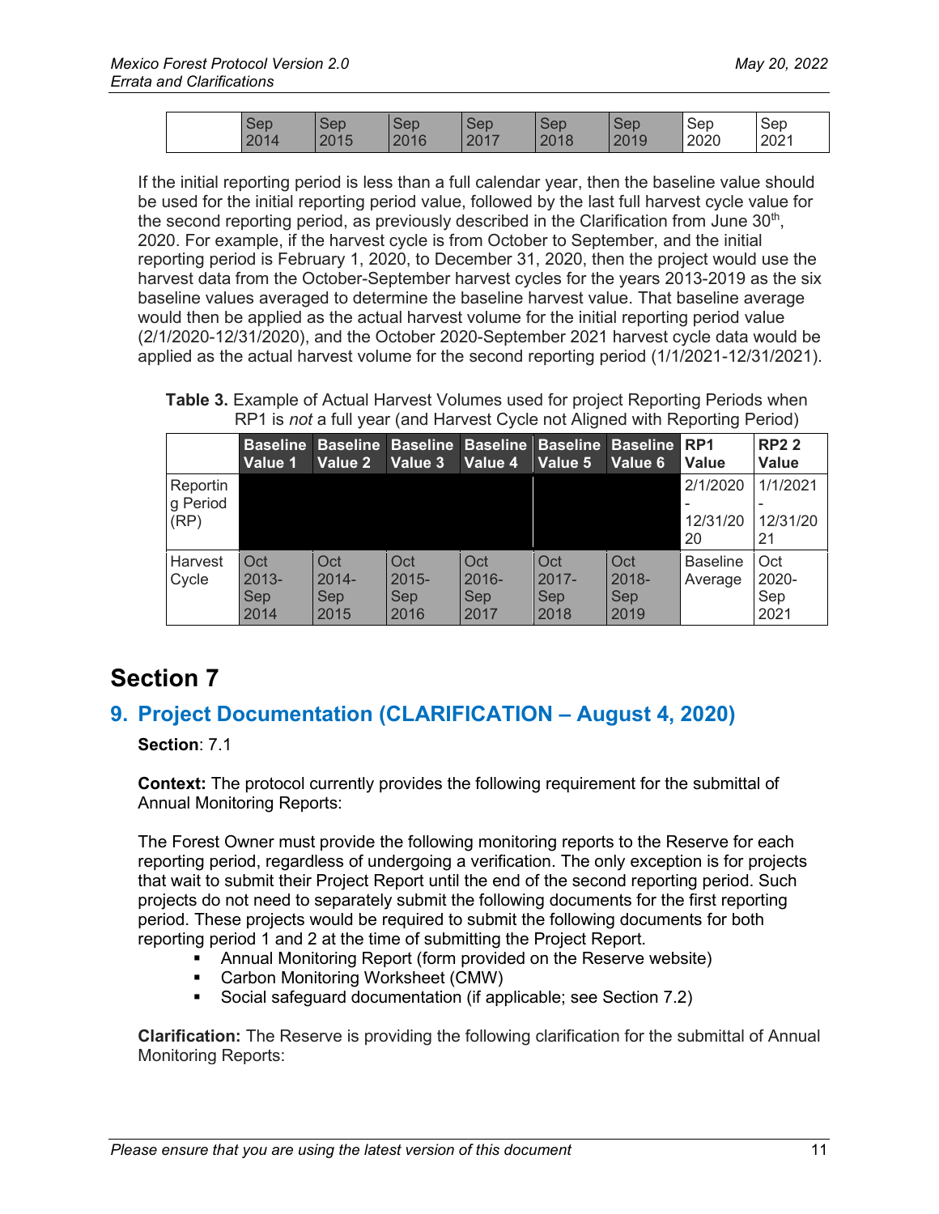| | Sep 2014 | Sep 2015 | Sep 2016 | Sep 2017 | Sep 2018 | Sep 2019 | Sep 2020 | Sep 2021 |
|---|---|---|---|---|---|---|---|---|

If the initial reporting period is less than a full calendar year, then the baseline value should be used for the initial reporting period value, followed by the last full harvest cycle value for the second reporting period, as previously described in the Clarification from June 30th, 2020. For example, if the harvest cycle is from October to September, and the initial reporting period is February 1, 2020, to December 31, 2020, then the project would use the harvest data from the October-September harvest cycles for the years 2013-2019 as the six baseline values averaged to determine the baseline harvest value. That baseline average would then be applied as the actual harvest volume for the initial reporting period value (2/1/2020-12/31/2020), and the October 2020-September 2021 harvest cycle data would be applied as the actual harvest volume for the second reporting period (1/1/2021-12/31/2021).

**Table 3.** Example of Actual Harvest Volumes used for project Reporting Periods when RP1 is *not* a full year (and Harvest Cycle not Aligned with Reporting Period)

| | Baseline Value 1 | Baseline Value 2 | Baseline Value 3 | Baseline Value 4 | Baseline Value 5 | Baseline Value 6 | RP1 Value | RP2 2 Value |
|---|---|---|---|---|---|---|---|---|
| Reporting Period (RP) | | | | | | | 2/1/2020 - 12/31/2020 | 1/1/2021 - 12/31/2021 |
| Harvest Cycle | Oct 2013-Sep 2014 | Oct 2014-Sep 2015 | Oct 2015-Sep 2016 | Oct 2016-Sep 2017 | Oct 2017-Sep 2018 | Oct 2018-Sep 2019 | Baseline Average | Oct 2020-Sep 2021 |

# Section 7

## 9. Project Documentation (CLARIFICATION – August 4, 2020)

**Section**: 7.1

**Context:** The protocol currently provides the following requirement for the submittal of Annual Monitoring Reports:

The Forest Owner must provide the following monitoring reports to the Reserve for each reporting period, regardless of undergoing a verification. The only exception is for projects that wait to submit their Project Report until the end of the second reporting period. Such projects do not need to separately submit the following documents for the first reporting period. These projects would be required to submit the following documents for both reporting period 1 and 2 at the time of submitting the Project Report.

- Annual Monitoring Report (form provided on the Reserve website)
- Carbon Monitoring Worksheet (CMW)
- Social safeguard documentation (if applicable; see Section 7.2)

**Clarification:** The Reserve is providing the following clarification for the submittal of Annual Monitoring Reports: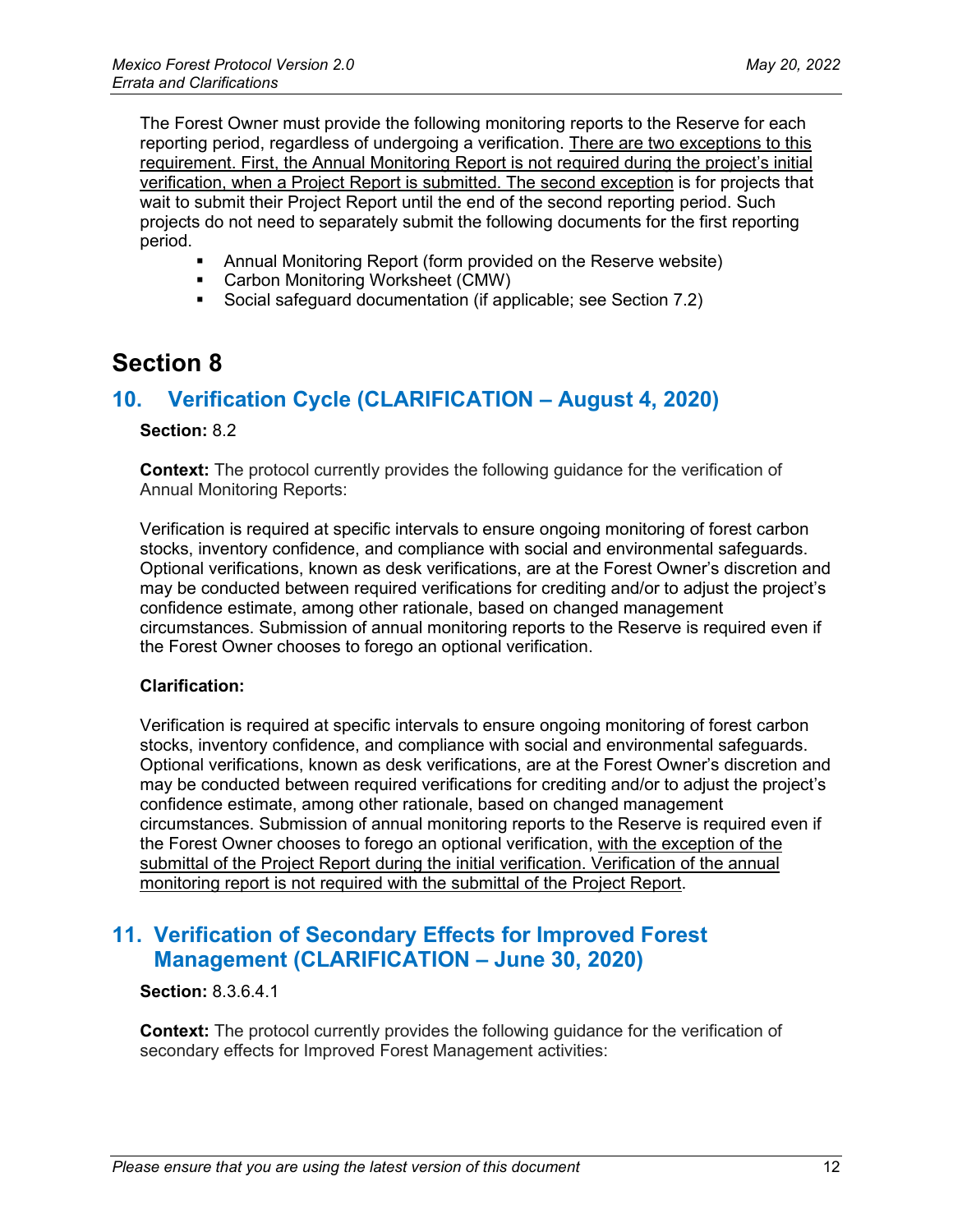The Forest Owner must provide the following monitoring reports to the Reserve for each reporting period, regardless of undergoing a verification. <u>There are two exceptions to this requirement. First, the Annual Monitoring Report is not required during the project's initial verification, when a Project Report is submitted. The second exception</u> is for projects that wait to submit their Project Report until the end of the second reporting period. Such projects do not need to separately submit the following documents for the first reporting period.

- Annual Monitoring Report (form provided on the Reserve website)
- Carbon Monitoring Worksheet (CMW)
- Social safeguard documentation (if applicable; see Section 7.2)

# Section 8

## 10. Verification Cycle (CLARIFICATION – August 4, 2020)

**Section:** 8.2

**Context:** The protocol currently provides the following guidance for the verification of Annual Monitoring Reports:

Verification is required at specific intervals to ensure ongoing monitoring of forest carbon stocks, inventory confidence, and compliance with social and environmental safeguards. Optional verifications, known as desk verifications, are at the Forest Owner's discretion and may be conducted between required verifications for crediting and/or to adjust the project's confidence estimate, among other rationale, based on changed management circumstances. Submission of annual monitoring reports to the Reserve is required even if the Forest Owner chooses to forego an optional verification.

**Clarification:**

Verification is required at specific intervals to ensure ongoing monitoring of forest carbon stocks, inventory confidence, and compliance with social and environmental safeguards. Optional verifications, known as desk verifications, are at the Forest Owner's discretion and may be conducted between required verifications for crediting and/or to adjust the project's confidence estimate, among other rationale, based on changed management circumstances. Submission of annual monitoring reports to the Reserve is required even if the Forest Owner chooses to forego an optional verification, <u>with the exception of the submittal of the Project Report during the initial verification. Verification of the annual monitoring report is not required with the submittal of the Project Report</u>.

## 11. Verification of Secondary Effects for Improved Forest Management (CLARIFICATION – June 30, 2020)

**Section:** 8.3.6.4.1

**Context:** The protocol currently provides the following guidance for the verification of secondary effects for Improved Forest Management activities: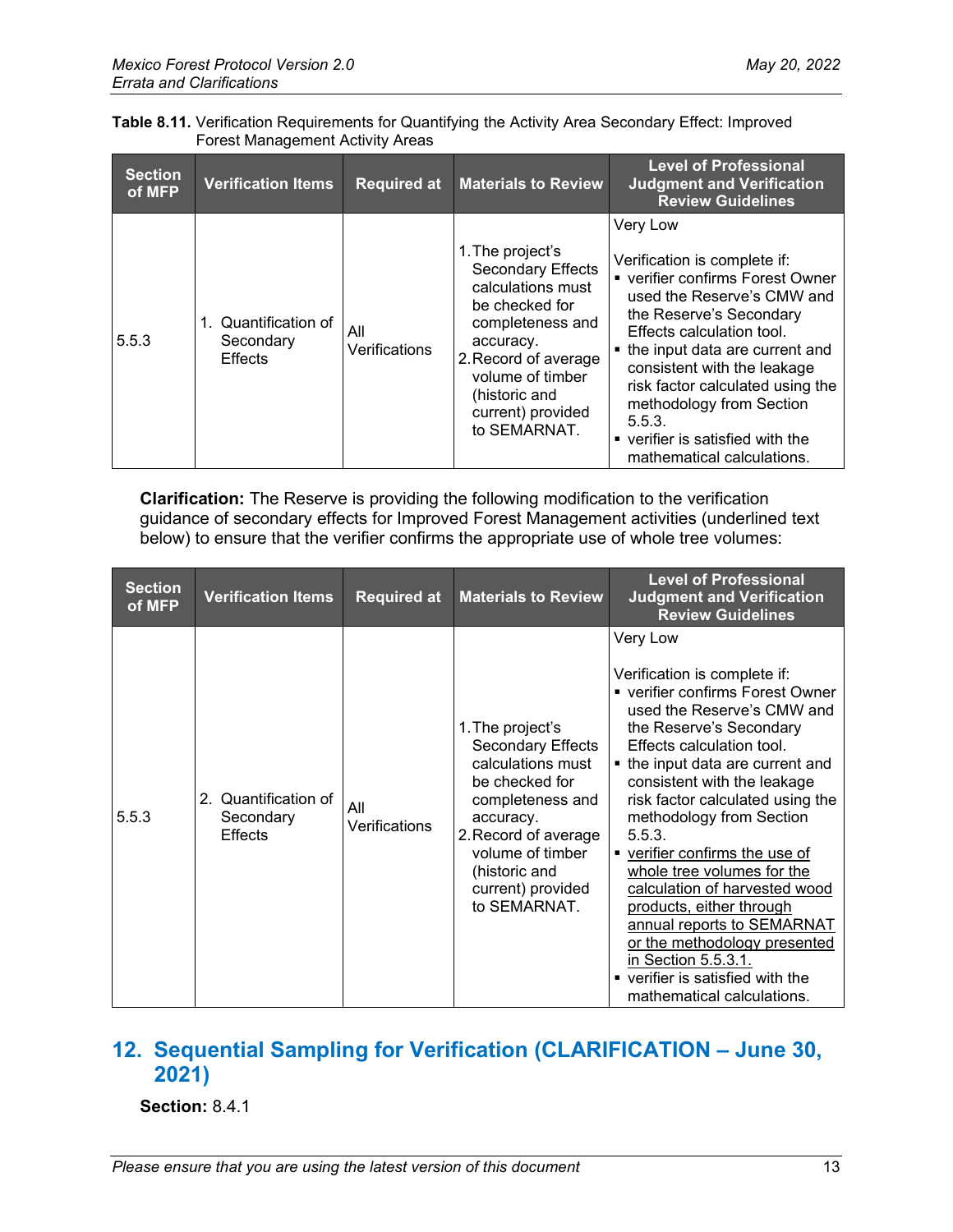**Table 8.11.** Verification Requirements for Quantifying the Activity Area Secondary Effect: Improved Forest Management Activity Areas

| Section of MFP | Verification Items | Required at | Materials to Review | Level of Professional Judgment and Verification Review Guidelines |
|---|---|---|---|---|
| 5.5.3 | 1. Quantification of Secondary Effects | All Verifications | 1. The project's Secondary Effects calculations must be checked for completeness and accuracy.<br>2. Record of average volume of timber (historic and current) provided to SEMARNAT. | Very Low<br><br>Verification is complete if:<br>▪ verifier confirms Forest Owner used the Reserve's CMW and the Reserve's Secondary Effects calculation tool.<br>▪ the input data are current and consistent with the leakage risk factor calculated using the methodology from Section 5.5.3.<br>▪ verifier is satisfied with the mathematical calculations. |

**Clarification:** The Reserve is providing the following modification to the verification guidance of secondary effects for Improved Forest Management activities (underlined text below) to ensure that the verifier confirms the appropriate use of whole tree volumes:

| Section of MFP | Verification Items | Required at | Materials to Review | Level of Professional Judgment and Verification Review Guidelines |
|---|---|---|---|---|
| 5.5.3 | 2. Quantification of Secondary Effects | All Verifications | 1. The project's Secondary Effects calculations must be checked for completeness and accuracy.<br>2. Record of average volume of timber (historic and current) provided to SEMARNAT. | Very Low<br><br>Verification is complete if:<br>▪ verifier confirms Forest Owner used the Reserve's CMW and the Reserve's Secondary Effects calculation tool.<br>▪ the input data are current and consistent with the leakage risk factor calculated using the methodology from Section 5.5.3.<br>▪ <u>verifier confirms the use of whole tree volumes for the calculation of harvested wood products, either through annual reports to SEMARNAT or the methodology presented in Section 5.5.3.1.</u><br>▪ verifier is satisfied with the mathematical calculations. |

## 12. Sequential Sampling for Verification (CLARIFICATION – June 30, 2021)

**Section:** 8.4.1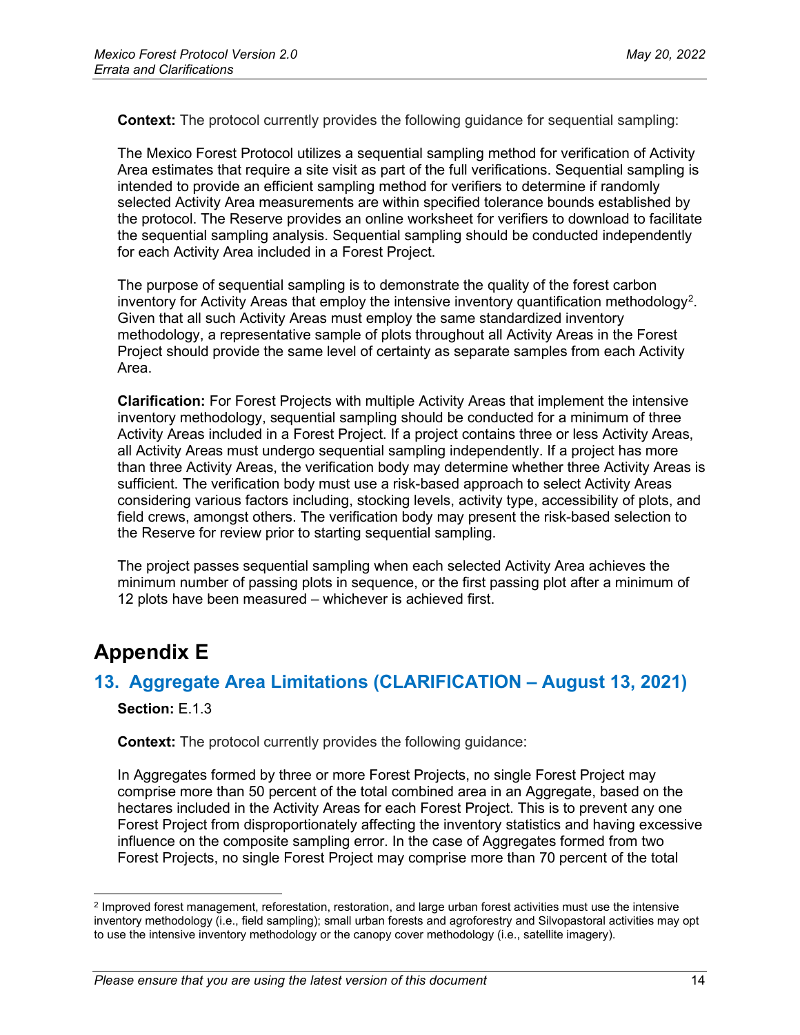**Context:** The protocol currently provides the following guidance for sequential sampling:

The Mexico Forest Protocol utilizes a sequential sampling method for verification of Activity Area estimates that require a site visit as part of the full verifications. Sequential sampling is intended to provide an efficient sampling method for verifiers to determine if randomly selected Activity Area measurements are within specified tolerance bounds established by the protocol. The Reserve provides an online worksheet for verifiers to download to facilitate the sequential sampling analysis. Sequential sampling should be conducted independently for each Activity Area included in a Forest Project.

The purpose of sequential sampling is to demonstrate the quality of the forest carbon inventory for Activity Areas that employ the intensive inventory quantification methodology[2]. Given that all such Activity Areas must employ the same standardized inventory methodology, a representative sample of plots throughout all Activity Areas in the Forest Project should provide the same level of certainty as separate samples from each Activity Area.

**Clarification:** For Forest Projects with multiple Activity Areas that implement the intensive inventory methodology, sequential sampling should be conducted for a minimum of three Activity Areas included in a Forest Project. If a project contains three or less Activity Areas, all Activity Areas must undergo sequential sampling independently. If a project has more than three Activity Areas, the verification body may determine whether three Activity Areas is sufficient. The verification body must use a risk-based approach to select Activity Areas considering various factors including, stocking levels, activity type, accessibility of plots, and field crews, amongst others. The verification body may present the risk-based selection to the Reserve for review prior to starting sequential sampling.

The project passes sequential sampling when each selected Activity Area achieves the minimum number of passing plots in sequence, or the first passing plot after a minimum of 12 plots have been measured – whichever is achieved first.

# Appendix E

## 13. Aggregate Area Limitations (CLARIFICATION – August 13, 2021)

**Section:** E.1.3

**Context:** The protocol currently provides the following guidance:

In Aggregates formed by three or more Forest Projects, no single Forest Project may comprise more than 50 percent of the total combined area in an Aggregate, based on the hectares included in the Activity Areas for each Forest Project. This is to prevent any one Forest Project from disproportionately affecting the inventory statistics and having excessive influence on the composite sampling error. In the case of Aggregates formed from two Forest Projects, no single Forest Project may comprise more than 70 percent of the total

[2] Improved forest management, reforestation, restoration, and large urban forest activities must use the intensive inventory methodology (i.e., field sampling); small urban forests and agroforestry and Silvopastoral activities may opt to use the intensive inventory methodology or the canopy cover methodology (i.e., satellite imagery).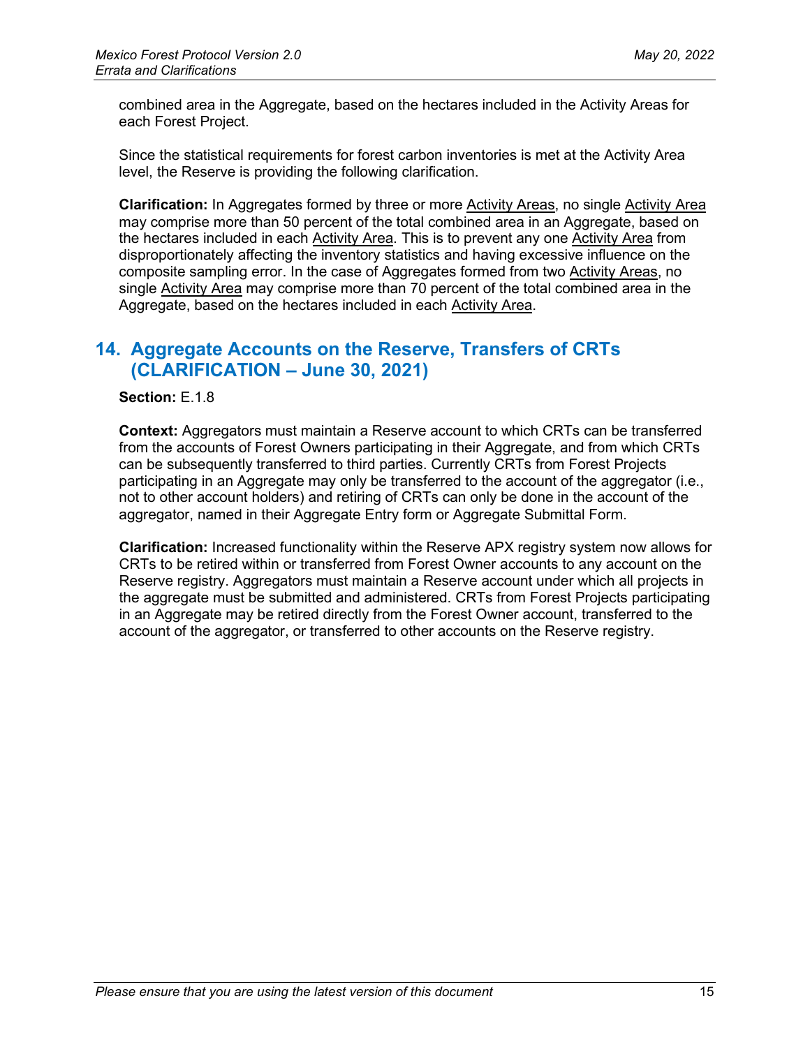combined area in the Aggregate, based on the hectares included in the Activity Areas for each Forest Project.

Since the statistical requirements for forest carbon inventories is met at the Activity Area level, the Reserve is providing the following clarification.

**Clarification:** In Aggregates formed by three or more Activity Areas, no single Activity Area may comprise more than 50 percent of the total combined area in an Aggregate, based on the hectares included in each Activity Area. This is to prevent any one Activity Area from disproportionately affecting the inventory statistics and having excessive influence on the composite sampling error. In the case of Aggregates formed from two Activity Areas, no single Activity Area may comprise more than 70 percent of the total combined area in the Aggregate, based on the hectares included in each Activity Area.

## 14. Aggregate Accounts on the Reserve, Transfers of CRTs (CLARIFICATION – June 30, 2021)

**Section:** E.1.8

**Context:** Aggregators must maintain a Reserve account to which CRTs can be transferred from the accounts of Forest Owners participating in their Aggregate, and from which CRTs can be subsequently transferred to third parties. Currently CRTs from Forest Projects participating in an Aggregate may only be transferred to the account of the aggregator (i.e., not to other account holders) and retiring of CRTs can only be done in the account of the aggregator, named in their Aggregate Entry form or Aggregate Submittal Form.

**Clarification:** Increased functionality within the Reserve APX registry system now allows for CRTs to be retired within or transferred from Forest Owner accounts to any account on the Reserve registry. Aggregators must maintain a Reserve account under which all projects in the aggregate must be submitted and administered. CRTs from Forest Projects participating in an Aggregate may be retired directly from the Forest Owner account, transferred to the account of the aggregator, or transferred to other accounts on the Reserve registry.